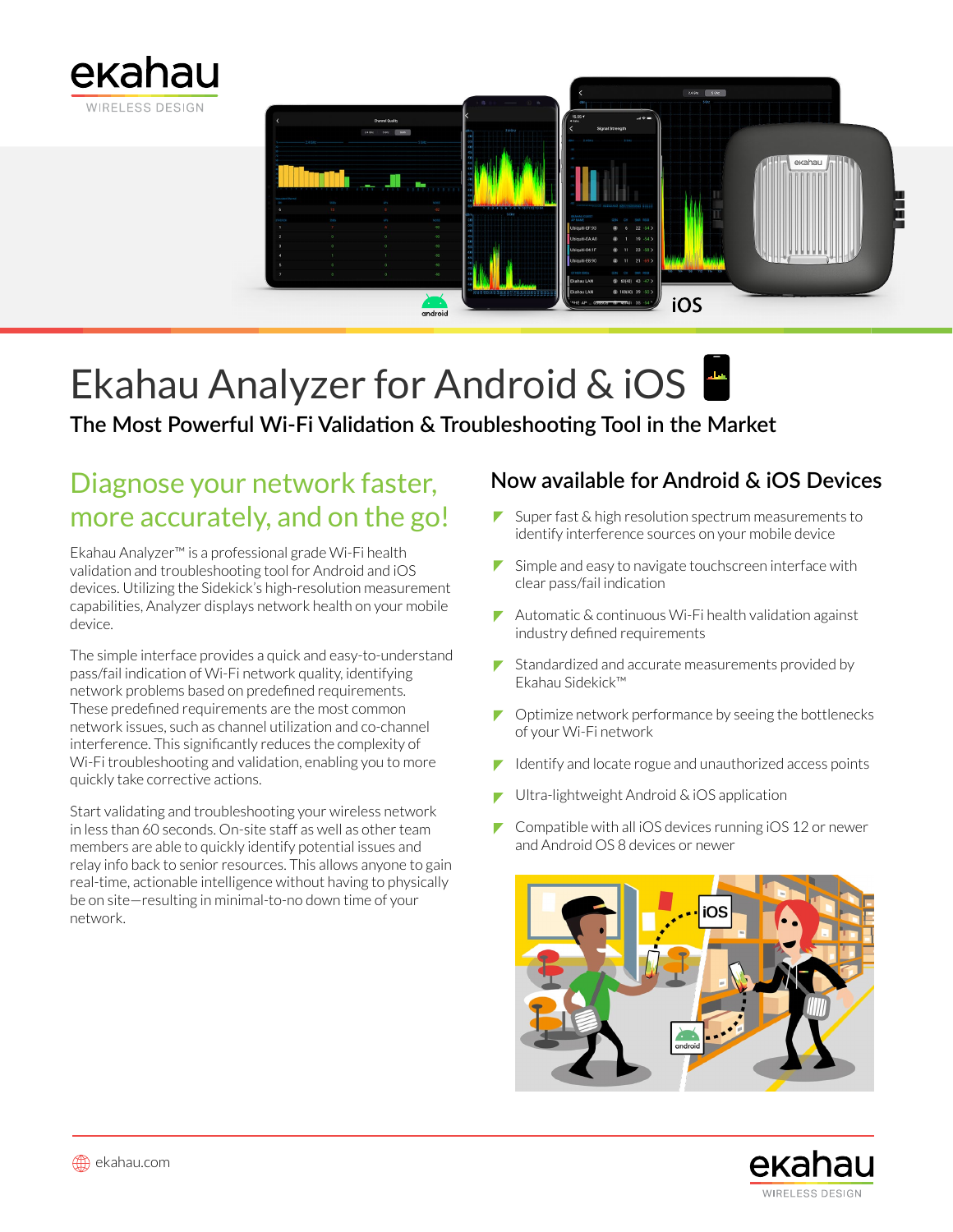# Ekahau Analyzer for Android & iOS

### The Most Powerful Wi-Fi Validation & Troubleshooting Tool in the Market

## Diagnose your network faster, more accurately, and on the go!

Ekahau Analyzer™ is a professional grade Wi-Fi health validation and troubleshooting tool for Android and iOS devices. Utilizing the Sidekick's high-resolution measurement capabilities, Analyzer displays network health on your mobile device.

The simple interface provides a quick and easy-to-understand pass/fail indication of Wi-Fi network quality, identifying network problems based on predefined requirements. These predefined requirements are the most common network issues, such as channel utilization and co-channel interference. This significantly reduces the complexity of Wi-Fi troubleshooting and validation, enabling you to more quickly take corrective actions.

Start validating and troubleshooting your wireless network in less than 60 seconds. On-site staff as well as other team members are able to quickly identify potential issues and relay info back to senior resources. This allows anyone to gain real-time, actionable intelligence without having to physically be on site—resulting in minimal-to-no down time of your network.

## Now available for Android & iOS Devices

- Super fast & high resolution spectrum measurements to identify interference sources on your mobile device
- Simple and easy to navigate touchscreen interface with clear pass/fail indication
- Automatic & continuous Wi-Fi health validation against industry defined requirements
- Standardized and accurate measurements provided by Ekahau Sidekick™
- Optimize network performance by seeing the bottlenecks of your Wi-Fi network
- Identify and locate rogue and unauthorized access points
- Ultra-lightweight Android & iOS application
- Compatible with all iOS devices running iOS 12 or newer and Android OS 8 devices or newer

ekahau.com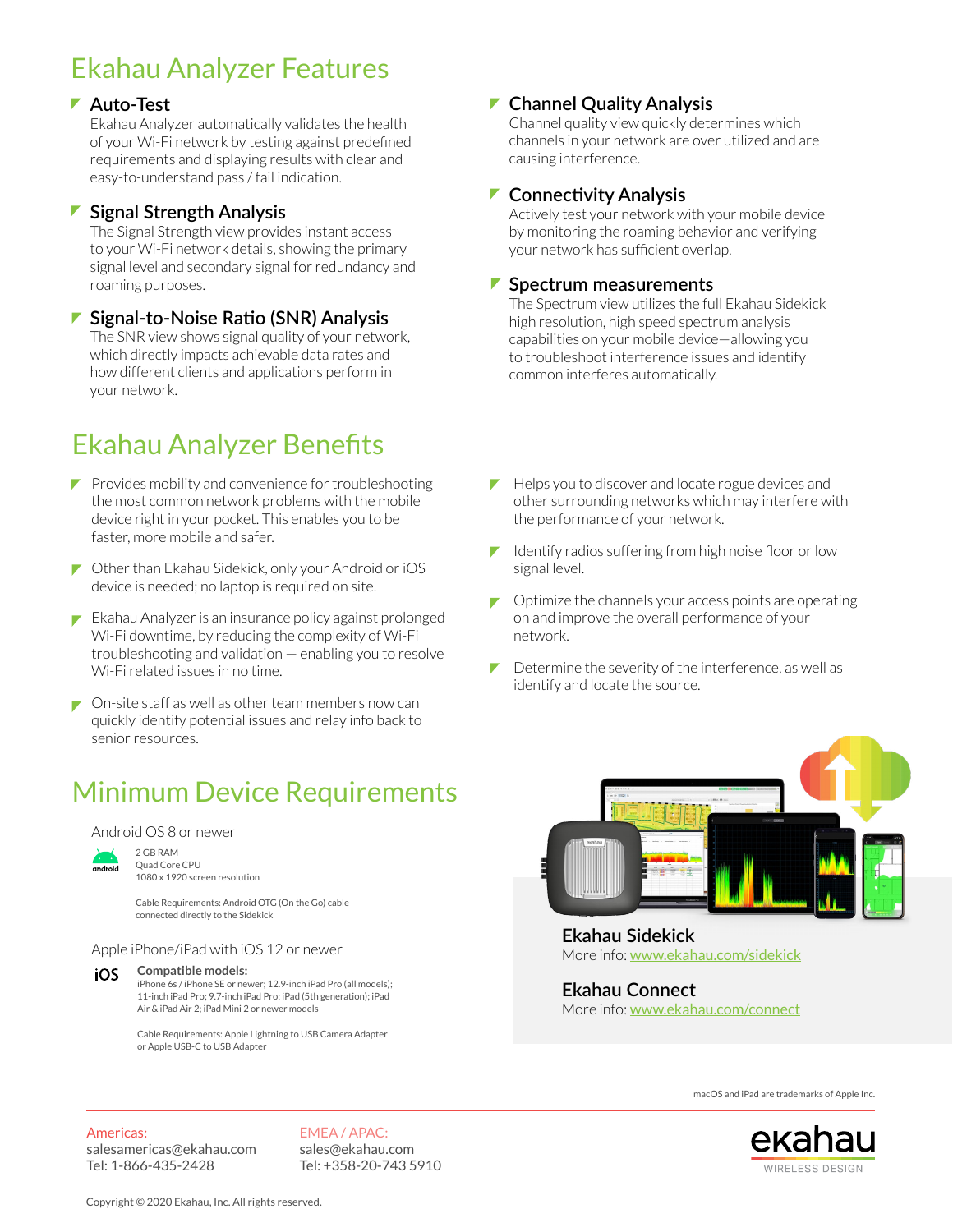# Ekahau Analyzer Features

## Auto-Test

Ekahau Analyzer automatically validates the health of your Wi-Fi network by testing against predefined requirements and displaying results with clear and easy-to-understand pass / fail indication.

## Signal Strength Analysis

The Signal Strength view provides instant access to your Wi-Fi network details, showing the primary signal level and secondary signal for redundancy and roaming purposes.

## Signal-to-Noise Ratio (SNR) Analysis

The SNR view shows signal quality of your network, which directly impacts achievable data rates and how different clients and applications perform in your network.

## Channel Quality Analysis

Channel quality view quickly determines which channels in your network are over utilized and are causing interference.

## Connectivity Analysis

Actively test your network with your mobile device by monitoring the roaming behavior and verifying your network has sufficient overlap.

## Spectrum measurements

The Spectrum view utilizes the full Ekahau Sidekick high resolution, high speed spectrum analysis capabilities on your mobile device—allowing you to troubleshoot interference issues and identify common interferes automatically.

# Ekahau Analyzer Benefits

- Provides mobility and convenience for troubleshooting the most common network problems with the mobile device right in your pocket. This enables you to be faster, more mobile and safer.
- Other than Ekahau Sidekick, only your Android or iOS device is needed; no laptop is required on site.
- Ekahau Analyzer is an insurance policy against prolonged Wi-Fi downtime, by reducing the complexity of Wi-Fi troubleshooting and validation — enabling you to resolve Wi-Fi related issues in no time.
- On-site staff as well as other team members now can quickly identify potential issues and relay info back to senior resources.
- Helps you to discover and locate rogue devices and other surrounding networks which may interfere with the performance of your network.
- Identify radios suffering from high noise floor or low signal level.
- Optimize the channels your access points are operating on and improve the overall performance of your network.
- Determine the severity of the interference, as well as identify and locate the source.

# Minimum Device Requirements

Android OS 8 or newer

android

2 GB RAM
Quad Core CPU
1080 x 1920 screen resolution

Cable Requirements: Android OTG (On the Go) cable connected directly to the Sidekick

Apple iPhone/iPad with iOS 12 or newer

iOS

**Compatible models:**
iPhone 6s / iPhone SE or newer; 12.9-inch iPad Pro (all models); 11-inch iPad Pro; 9.7-inch iPad Pro; iPad (5th generation); iPad Air & iPad Air 2; iPad Mini 2 or newer models

Cable Requirements: Apple Lightning to USB Camera Adapter or Apple USB-C to USB Adapter

**Ekahau Sidekick**
More info: www.ekahau.com/sidekick

**Ekahau Connect**
More info: www.ekahau.com/connect

macOS and iPad are trademarks of Apple Inc.

Americas:
salesamericas@ekahau.com
Tel: 1-866-435-2428

EMEA / APAC:
sales@ekahau.com
Tel: +358-20-743 5910

ekahau
WIRELESS DESIGN

Copyright © 2020 Ekahau, Inc. All rights reserved.